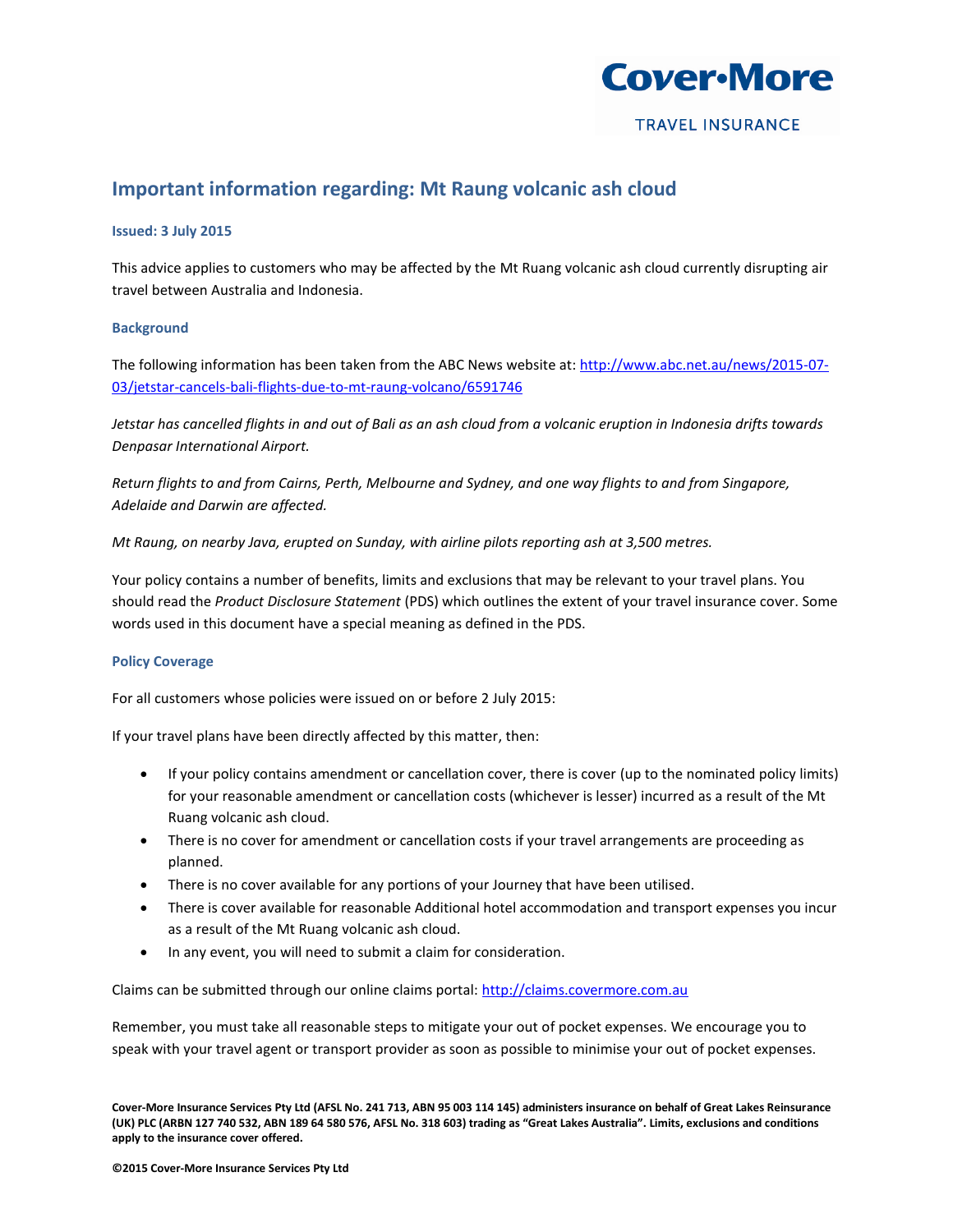Cover-More

TRAVEL INSURANCE

## Important information regarding: Mt Raung volcanic ash cloud

**Issued: 3 July 2015**

This advice applies to customers who may be affected by the Mt Ruang volcanic ash cloud currently disrupting air travel between Australia and Indonesia.

### Background

The following information has been taken from the ABC News website at: http://www.abc.net.au/news/2015-07-03/jetstar-cancels-bali-flights-due-to-mt-raung-volcano/6591746

*Jetstar has cancelled flights in and out of Bali as an ash cloud from a volcanic eruption in Indonesia drifts towards Denpasar International Airport.*

*Return flights to and from Cairns, Perth, Melbourne and Sydney, and one way flights to and from Singapore, Adelaide and Darwin are affected.*

*Mt Raung, on nearby Java, erupted on Sunday, with airline pilots reporting ash at 3,500 metres.*

Your policy contains a number of benefits, limits and exclusions that may be relevant to your travel plans. You should read the *Product Disclosure Statement* (PDS) which outlines the extent of your travel insurance cover. Some words used in this document have a special meaning as defined in the PDS.

### Policy Coverage

For all customers whose policies were issued on or before 2 July 2015:

If your travel plans have been directly affected by this matter, then:

- If your policy contains amendment or cancellation cover, there is cover (up to the nominated policy limits) for your reasonable amendment or cancellation costs (whichever is lesser) incurred as a result of the Mt Ruang volcanic ash cloud.
- There is no cover for amendment or cancellation costs if your travel arrangements are proceeding as planned.
- There is no cover available for any portions of your Journey that have been utilised.
- There is cover available for reasonable Additional hotel accommodation and transport expenses you incur as a result of the Mt Ruang volcanic ash cloud.
- In any event, you will need to submit a claim for consideration.

Claims can be submitted through our online claims portal: http://claims.covermore.com.au

Remember, you must take all reasonable steps to mitigate your out of pocket expenses. We encourage you to speak with your travel agent or transport provider as soon as possible to minimise your out of pocket expenses.

**Cover-More Insurance Services Pty Ltd (AFSL No. 241 713, ABN 95 003 114 145) administers insurance on behalf of Great Lakes Reinsurance (UK) PLC (ARBN 127 740 532, ABN 189 64 580 576, AFSL No. 318 603) trading as "Great Lakes Australia". Limits, exclusions and conditions apply to the insurance cover offered.**

**©2015 Cover-More Insurance Services Pty Ltd**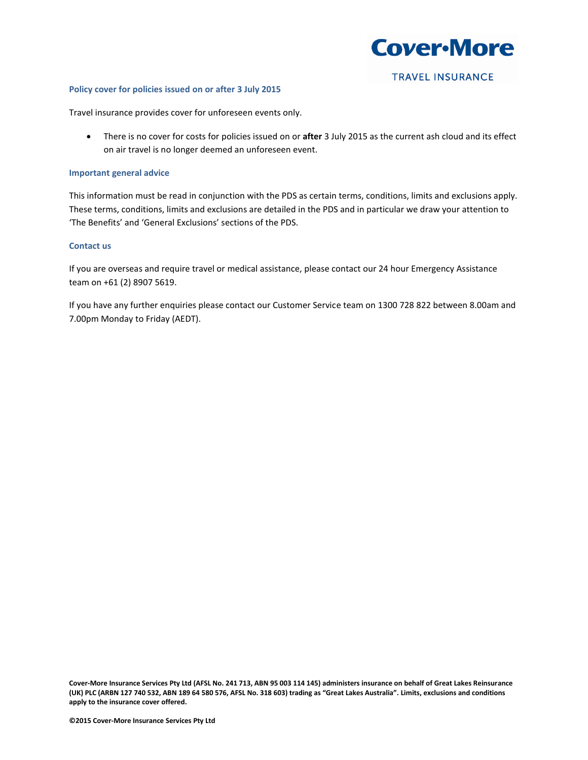### Policy cover for policies issued on or after 3 July 2015

Travel insurance provides cover for unforeseen events only.

- There is no cover for costs for policies issued on or **after** 3 July 2015 as the current ash cloud and its effect on air travel is no longer deemed an unforeseen event.

### Important general advice

This information must be read in conjunction with the PDS as certain terms, conditions, limits and exclusions apply. These terms, conditions, limits and exclusions are detailed in the PDS and in particular we draw your attention to 'The Benefits' and 'General Exclusions' sections of the PDS.

### Contact us

If you are overseas and require travel or medical assistance, please contact our 24 hour Emergency Assistance team on +61 (2) 8907 5619.

If you have any further enquiries please contact our Customer Service team on 1300 728 822 between 8.00am and 7.00pm Monday to Friday (AEDT).

**Cover-More Insurance Services Pty Ltd (AFSL No. 241 713, ABN 95 003 114 145) administers insurance on behalf of Great Lakes Reinsurance (UK) PLC (ARBN 127 740 532, ABN 189 64 580 576, AFSL No. 318 603) trading as "Great Lakes Australia". Limits, exclusions and conditions apply to the insurance cover offered.**

**©2015 Cover-More Insurance Services Pty Ltd**